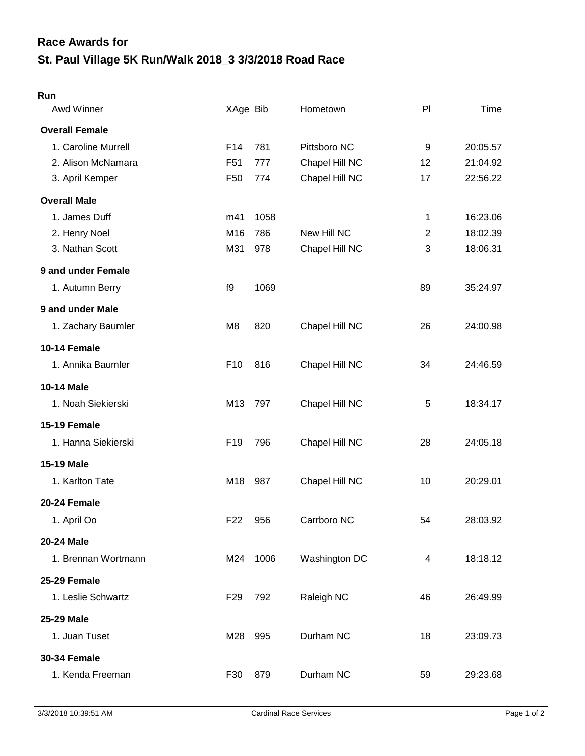## Race Awards for

# St. Paul Village 5K Run/Walk 2018_3 3/3/2018 Road Race

### Run

| Awd Winner | XAge | Bib | Hometown | Pl | Time |
|---|---|---|---|---|---|
| **Overall Female** | | | | | |
| 1. Caroline Murrell | F14 | 781 | Pittsboro NC | 9 | 20:05.57 |
| 2. Alison McNamara | F51 | 777 | Chapel Hill NC | 12 | 21:04.92 |
| 3. April Kemper | F50 | 774 | Chapel Hill NC | 17 | 22:56.22 |
| **Overall Male** | | | | | |
| 1. James Duff | m41 | 1058 | | 1 | 16:23.06 |
| 2. Henry Noel | M16 | 786 | New Hill NC | 2 | 18:02.39 |
| 3. Nathan Scott | M31 | 978 | Chapel Hill NC | 3 | 18:06.31 |
| **9 and under Female** | | | | | |
| 1. Autumn Berry | f9 | 1069 | | 89 | 35:24.97 |
| **9 and under Male** | | | | | |
| 1. Zachary Baumler | M8 | 820 | Chapel Hill NC | 26 | 24:00.98 |
| **10-14 Female** | | | | | |
| 1. Annika Baumler | F10 | 816 | Chapel Hill NC | 34 | 24:46.59 |
| **10-14 Male** | | | | | |
| 1. Noah Siekierski | M13 | 797 | Chapel Hill NC | 5 | 18:34.17 |
| **15-19 Female** | | | | | |
| 1. Hanna Siekierski | F19 | 796 | Chapel Hill NC | 28 | 24:05.18 |
| **15-19 Male** | | | | | |
| 1. Karlton Tate | M18 | 987 | Chapel Hill NC | 10 | 20:29.01 |
| **20-24 Female** | | | | | |
| 1. April Oo | F22 | 956 | Carrboro NC | 54 | 28:03.92 |
| **20-24 Male** | | | | | |
| 1. Brennan Wortmann | M24 | 1006 | Washington DC | 4 | 18:18.12 |
| **25-29 Female** | | | | | |
| 1. Leslie Schwartz | F29 | 792 | Raleigh NC | 46 | 26:49.99 |
| **25-29 Male** | | | | | |
| 1. Juan Tuset | M28 | 995 | Durham NC | 18 | 23:09.73 |
| **30-34 Female** | | | | | |
| 1. Kenda Freeman | F30 | 879 | Durham NC | 59 | 29:23.68 |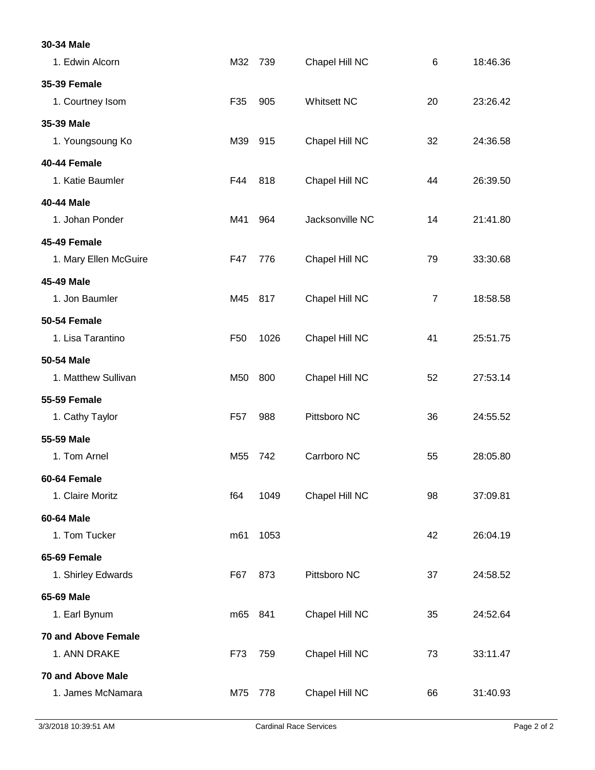**30-34 Male**

| | | | | | |
|---|---|---|---|---|---|
| 1. Edwin Alcorn | M32 | 739 | Chapel Hill NC | 6 | 18:46.36 |

**35-39 Female**

| | | | | | |
|---|---|---|---|---|---|
| 1. Courtney Isom | F35 | 905 | Whitsett NC | 20 | 23:26.42 |

**35-39 Male**

| | | | | | |
|---|---|---|---|---|---|
| 1. Youngsoung Ko | M39 | 915 | Chapel Hill NC | 32 | 24:36.58 |

**40-44 Female**

| | | | | | |
|---|---|---|---|---|---|
| 1. Katie Baumler | F44 | 818 | Chapel Hill NC | 44 | 26:39.50 |

**40-44 Male**

| | | | | | |
|---|---|---|---|---|---|
| 1. Johan Ponder | M41 | 964 | Jacksonville NC | 14 | 21:41.80 |

**45-49 Female**

| | | | | | |
|---|---|---|---|---|---|
| 1. Mary Ellen McGuire | F47 | 776 | Chapel Hill NC | 79 | 33:30.68 |

**45-49 Male**

| | | | | | |
|---|---|---|---|---|---|
| 1. Jon Baumler | M45 | 817 | Chapel Hill NC | 7 | 18:58.58 |

**50-54 Female**

| | | | | | |
|---|---|---|---|---|---|
| 1. Lisa Tarantino | F50 | 1026 | Chapel Hill NC | 41 | 25:51.75 |

**50-54 Male**

| | | | | | |
|---|---|---|---|---|---|
| 1. Matthew Sullivan | M50 | 800 | Chapel Hill NC | 52 | 27:53.14 |

**55-59 Female**

| | | | | | |
|---|---|---|---|---|---|
| 1. Cathy Taylor | F57 | 988 | Pittsboro NC | 36 | 24:55.52 |

**55-59 Male**

| | | | | | |
|---|---|---|---|---|---|
| 1. Tom Arnel | M55 | 742 | Carrboro NC | 55 | 28:05.80 |

**60-64 Female**

| | | | | | |
|---|---|---|---|---|---|
| 1. Claire Moritz | f64 | 1049 | Chapel Hill NC | 98 | 37:09.81 |

**60-64 Male**

| | | | | | |
|---|---|---|---|---|---|
| 1. Tom Tucker | m61 | 1053 | | 42 | 26:04.19 |

**65-69 Female**

| | | | | | |
|---|---|---|---|---|---|
| 1. Shirley Edwards | F67 | 873 | Pittsboro NC | 37 | 24:58.52 |

**65-69 Male**

| | | | | | |
|---|---|---|---|---|---|
| 1. Earl Bynum | m65 | 841 | Chapel Hill NC | 35 | 24:52.64 |

**70 and Above Female**

| | | | | | |
|---|---|---|---|---|---|
| 1. ANN DRAKE | F73 | 759 | Chapel Hill NC | 73 | 33:11.47 |

**70 and Above Male**

| | | | | | |
|---|---|---|---|---|---|
| 1. James McNamara | M75 | 778 | Chapel Hill NC | 66 | 31:40.93 |